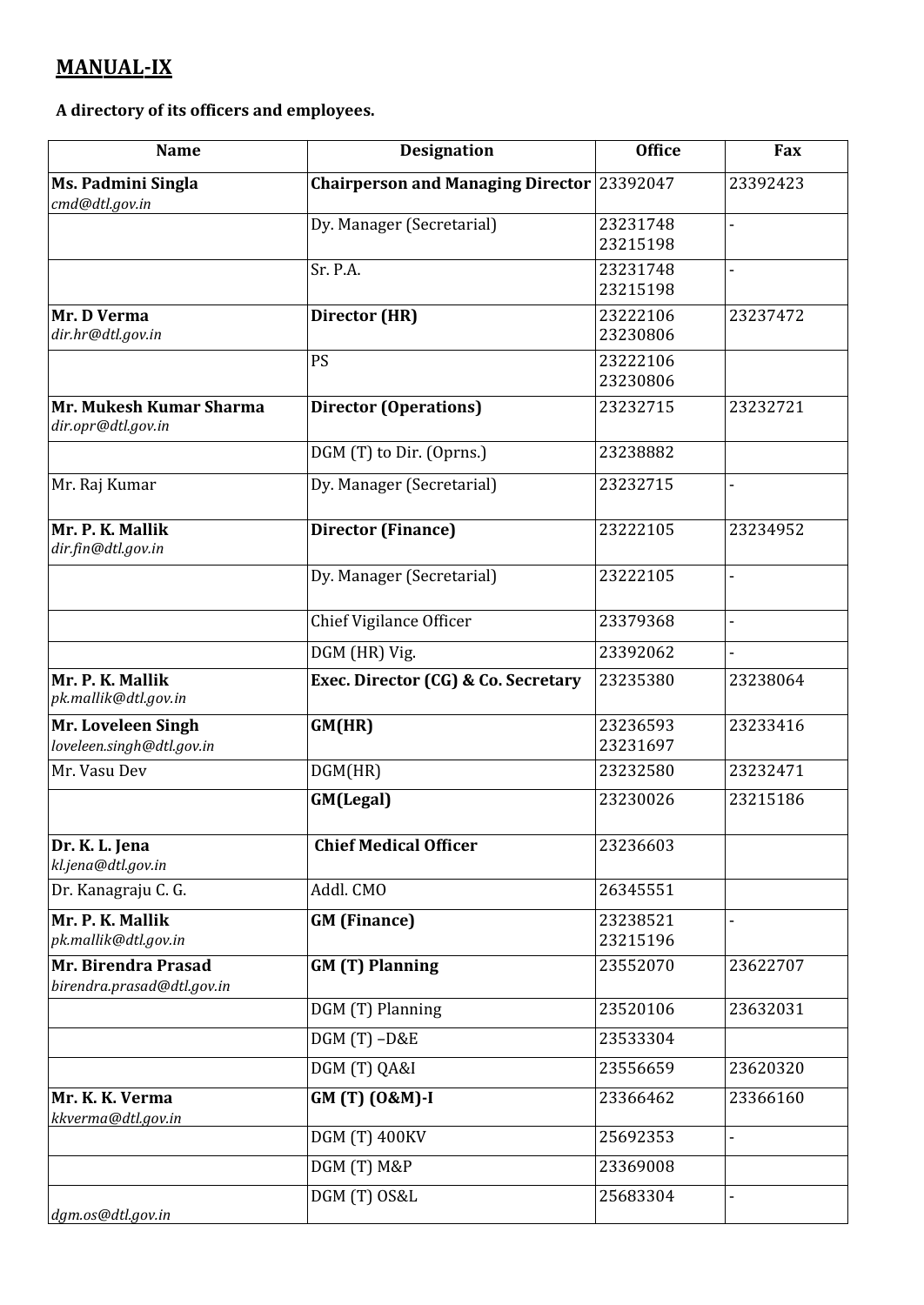## MANUAL-IX

**A directory of its officers and employees.**

| Name | Designation | Office | Fax |
|---|---|---|---|
| **Ms. Padmini Singla**<br>*cmd@dtl.gov.in* | **Chairperson and Managing Director** | 23392047 | 23392423 |
| | Dy. Manager (Secretarial) | 23231748<br>23215198 | - |
| | Sr. P.A. | 23231748<br>23215198 | - |
| **Mr. D Verma**<br>*dir.hr@dtl.gov.in* | **Director (HR)** | 23222106<br>23230806 | 23237472 |
| | PS | 23222106<br>23230806 | |
| **Mr. Mukesh Kumar Sharma**<br>*dir.opr@dtl.gov.in* | **Director (Operations)** | 23232715 | 23232721 |
| | DGM (T) to Dir. (Oprns.) | 23238882 | |
| Mr. Raj Kumar | Dy. Manager (Secretarial) | 23232715 | - |
| **Mr. P. K. Mallik**<br>*dir.fin@dtl.gov.in* | **Director (Finance)** | 23222105 | 23234952 |
| | Dy. Manager (Secretarial) | 23222105 | - |
| | Chief Vigilance Officer | 23379368 | - |
| | DGM (HR) Vig. | 23392062 | - |
| **Mr. P. K. Mallik**<br>*pk.mallik@dtl.gov.in* | **Exec. Director (CG) & Co. Secretary** | 23235380 | 23238064 |
| **Mr. Loveleen Singh**<br>*loveleen.singh@dtl.gov.in* | **GM(HR)** | 23236593<br>23231697 | 23233416 |
| Mr. Vasu Dev | DGM(HR) | 23232580 | 23232471 |
| | **GM(Legal)** | 23230026 | 23215186 |
| **Dr. K. L. Jena**<br>*kl.jena@dtl.gov.in* | **Chief Medical Officer** | 23236603 | |
| Dr. Kanagraju C. G. | Addl. CMO | 26345551 | |
| **Mr. P. K. Mallik**<br>*pk.mallik@dtl.gov.in* | **GM (Finance)** | 23238521<br>23215196 | - |
| **Mr. Birendra Prasad**<br>*birendra.prasad@dtl.gov.in* | **GM (T) Planning** | 23552070 | 23622707 |
| | DGM (T) Planning | 23520106 | 23632031 |
| | DGM (T) –D&E | 23533304 | |
| | DGM (T) QA&I | 23556659 | 23620320 |
| **Mr. K. K. Verma**<br>*kkverma@dtl.gov.in* | **GM (T) (O&M)-I** | 23366462 | 23366160 |
| | DGM (T) 400KV | 25692353 | - |
| | DGM (T) M&P | 23369008 | |
| *dgm.os@dtl.gov.in* | DGM (T) OS&L | 25683304 | - |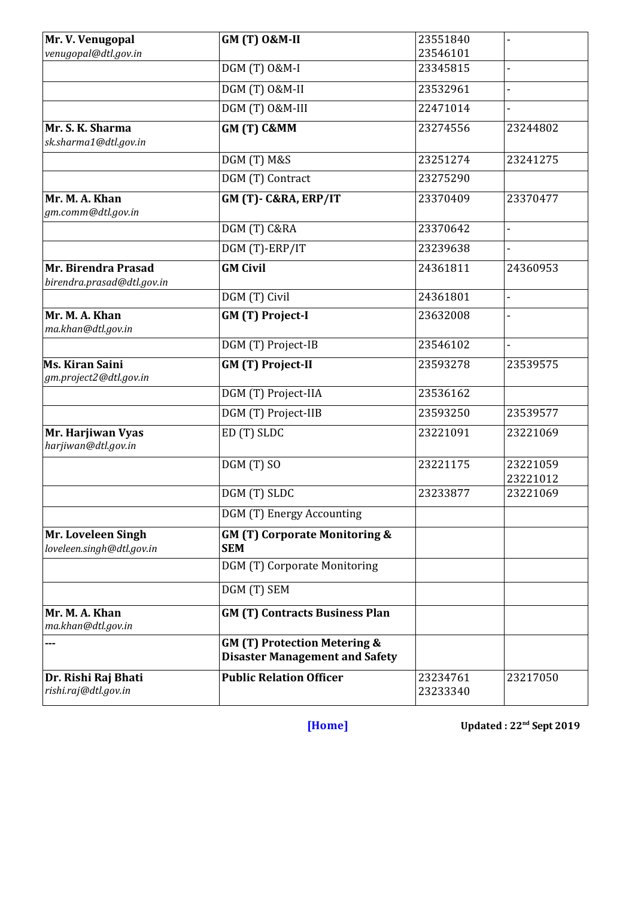| | | | |
|---|---|---|---|
| **Mr. V. Venugopal**<br>*venugopal@dtl.gov.in* | **GM (T) O&M-II** | 23551840<br>23546101 | - |
| | DGM (T) O&M-I | 23345815 | - |
| | DGM (T) O&M-II | 23532961 | - |
| | DGM (T) O&M-III | 22471014 | - |
| **Mr. S. K. Sharma**<br>*sk.sharma1@dtl.gov.in* | **GM (T) C&MM** | 23274556 | 23244802 |
| | DGM (T) M&S | 23251274 | 23241275 |
| | DGM (T) Contract | 23275290 | |
| **Mr. M. A. Khan**<br>*gm.comm@dtl.gov.in* | **GM (T)- C&RA, ERP/IT** | 23370409 | 23370477 |
| | DGM (T) C&RA | 23370642 | - |
| | DGM (T)-ERP/IT | 23239638 | - |
| **Mr. Birendra Prasad**<br>*birendra.prasad@dtl.gov.in* | **GM Civil** | 24361811 | 24360953 |
| | DGM (T) Civil | 24361801 | - |
| **Mr. M. A. Khan**<br>*ma.khan@dtl.gov.in* | **GM (T) Project-I** | 23632008 | - |
| | DGM (T) Project-IB | 23546102 | - |
| **Ms. Kiran Saini**<br>*gm.project2@dtl.gov.in* | **GM (T) Project-II** | 23593278 | 23539575 |
| | DGM (T) Project-IIA | 23536162 | |
| | DGM (T) Project-IIB | 23593250 | 23539577 |
| **Mr. Harjiwan Vyas**<br>*harjiwan@dtl.gov.in* | ED (T) SLDC | 23221091 | 23221069 |
| | DGM (T) SO | 23221175 | 23221059<br>23221012 |
| | DGM (T) SLDC | 23233877 | 23221069 |
| | DGM (T) Energy Accounting | | |
| **Mr. Loveleen Singh**<br>*loveleen.singh@dtl.gov.in* | **GM (T) Corporate Monitoring & SEM** | | |
| | DGM (T) Corporate Monitoring | | |
| | DGM (T) SEM | | |
| **Mr. M. A. Khan**<br>*ma.khan@dtl.gov.in* | **GM (T) Contracts Business Plan** | | |
| --- | **GM (T) Protection Metering & Disaster Management and Safety** | | |
| **Dr. Rishi Raj Bhati**<br>*rishi.raj@dtl.gov.in* | **Public Relation Officer** | 23234761<br>23233340 | 23217050 |

**[Home]**

**Updated : 22nd Sept 2019**